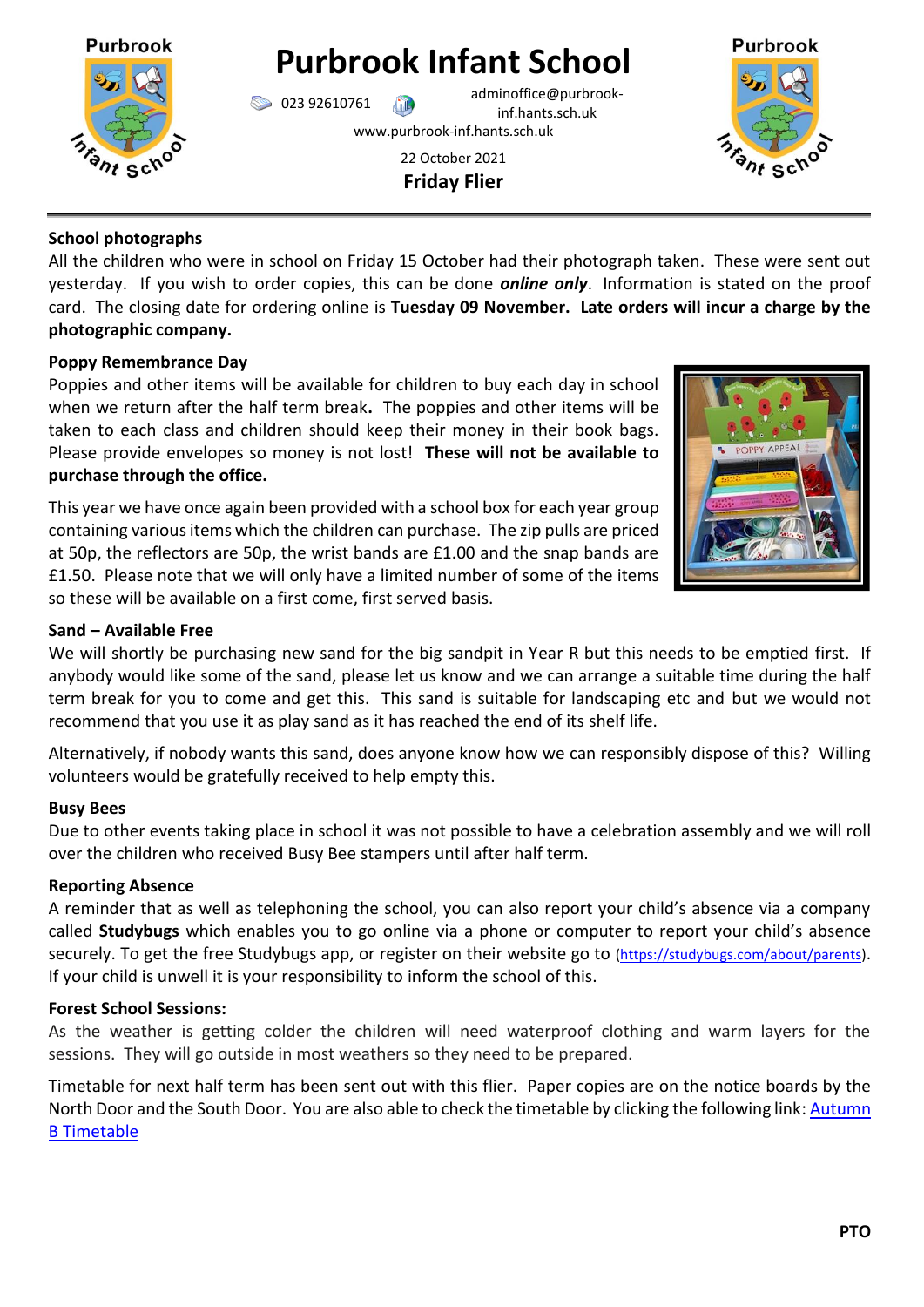# Purbrook Infant School

023 92610761 adminoffice@purbrook-inf.hants.sch.uk

www.purbrook-inf.hants.sch.uk

22 October 2021

**Friday Flier**

---

**School photographs**

All the children who were in school on Friday 15 October had their photograph taken. These were sent out yesterday. If you wish to order copies, this can be done ***online only***. Information is stated on the proof card. The closing date for ordering online is **Tuesday 09 November. Late orders will incur a charge by the photographic company.**

**Poppy Remembrance Day**

Poppies and other items will be available for children to buy each day in school when we return after the half term break**.** The poppies and other items will be taken to each class and children should keep their money in their book bags. Please provide envelopes so money is not lost! **These will not be available to purchase through the office.**

This year we have once again been provided with a school box for each year group containing various items which the children can purchase. The zip pulls are priced at 50p, the reflectors are 50p, the wrist bands are £1.00 and the snap bands are £1.50. Please note that we will only have a limited number of some of the items so these will be available on a first come, first served basis.

**Sand – Available Free**

We will shortly be purchasing new sand for the big sandpit in Year R but this needs to be emptied first. If anybody would like some of the sand, please let us know and we can arrange a suitable time during the half term break for you to come and get this. This sand is suitable for landscaping etc and but we would not recommend that you use it as play sand as it has reached the end of its shelf life.

Alternatively, if nobody wants this sand, does anyone know how we can responsibly dispose of this? Willing volunteers would be gratefully received to help empty this.

**Busy Bees**

Due to other events taking place in school it was not possible to have a celebration assembly and we will roll over the children who received Busy Bee stampers until after half term.

**Reporting Absence**

A reminder that as well as telephoning the school, you can also report your child's absence via a company called **Studybugs** which enables you to go online via a phone or computer to report your child's absence securely. To get the free Studybugs app, or register on their website go to (https://studybugs.com/about/parents). If your child is unwell it is your responsibility to inform the school of this.

**Forest School Sessions:**

As the weather is getting colder the children will need waterproof clothing and warm layers for the sessions. They will go outside in most weathers so they need to be prepared.

Timetable for next half term has been sent out with this flier. Paper copies are on the notice boards by the North Door and the South Door. You are also able to check the timetable by clicking the following link: Autumn B Timetable

**PTO**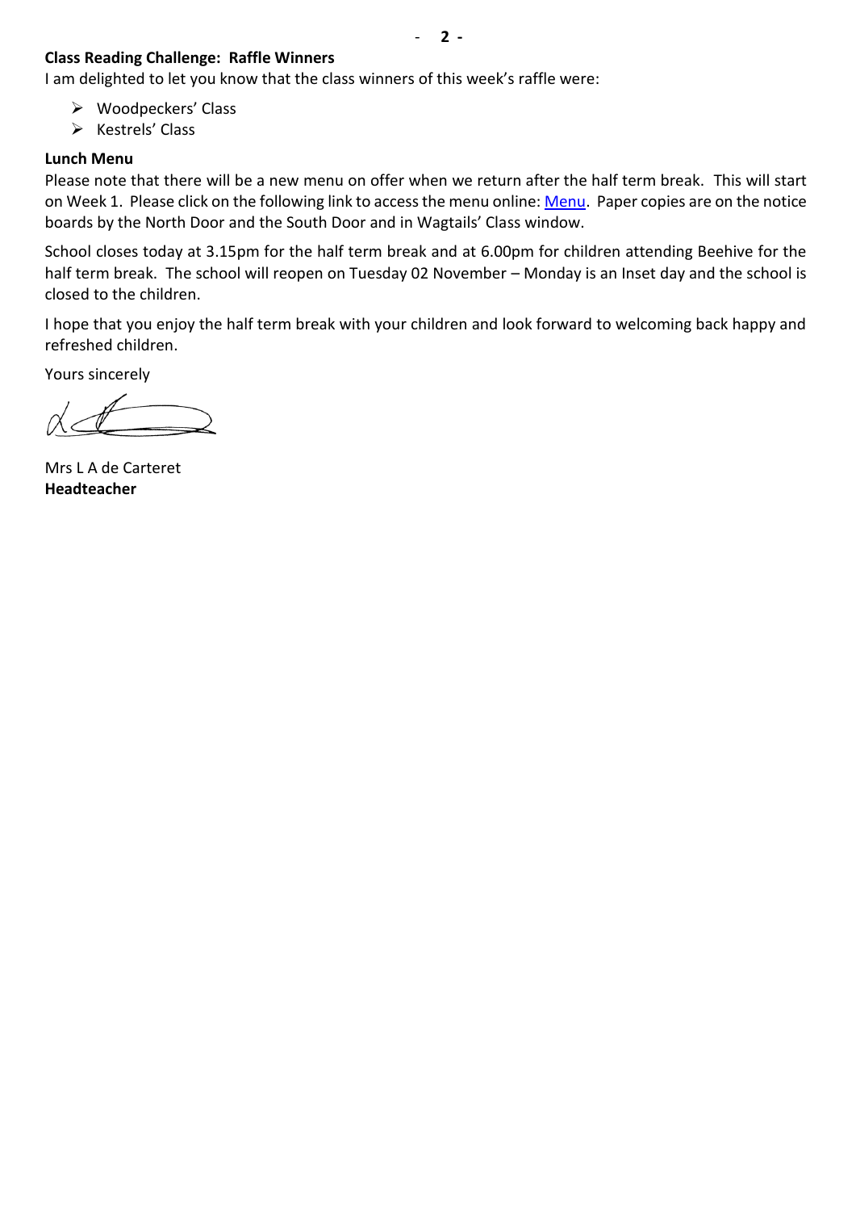**Class Reading Challenge: Raffle Winners**

I am delighted to let you know that the class winners of this week's raffle were:

- Woodpeckers' Class
- Kestrels' Class

**Lunch Menu**

Please note that there will be a new menu on offer when we return after the half term break. This will start on Week 1. Please click on the following link to access the menu online: Menu. Paper copies are on the notice boards by the North Door and the South Door and in Wagtails' Class window.

School closes today at 3.15pm for the half term break and at 6.00pm for children attending Beehive for the half term break. The school will reopen on Tuesday 02 November – Monday is an Inset day and the school is closed to the children.

I hope that you enjoy the half term break with your children and look forward to welcoming back happy and refreshed children.

Yours sincerely

Mrs L A de Carteret
**Headteacher**